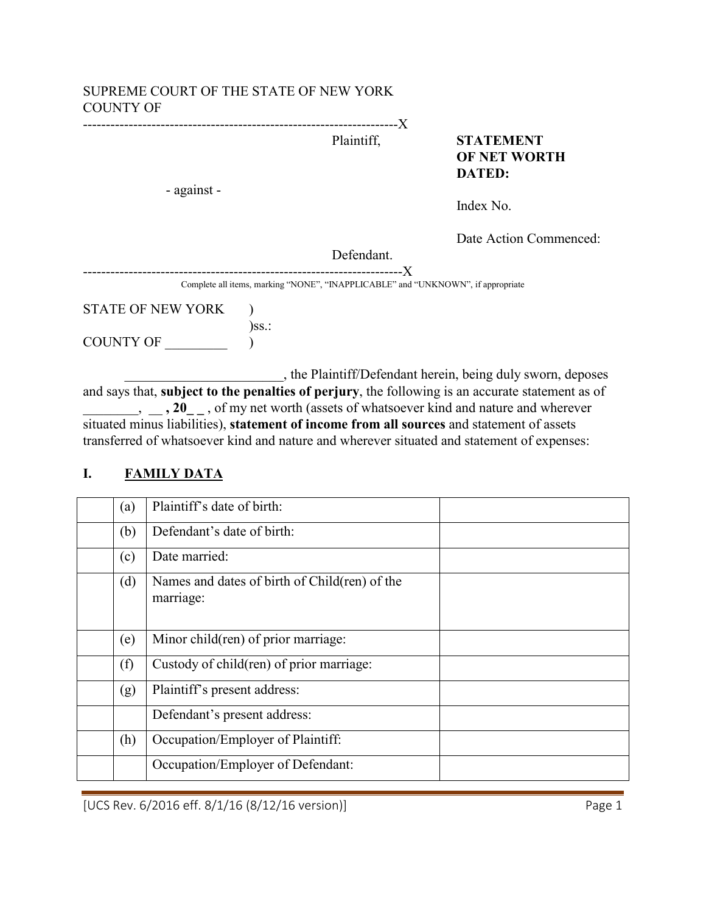SUPREME COURT OF THE STATE OF NEW YORK
COUNTY OF

---------------------------------------------------------------------X

Plaintiff,

- against -

Defendant.

---------------------------------------------------------------------X

**STATEMENT OF NET WORTH DATED:**

Index No.

Date Action Commenced:

Complete all items, marking "NONE", "INAPPLICABLE" and "UNKNOWN", if appropriate

STATE OF NEW YORK )
)ss.:
COUNTY OF _________ )

_______________________, the Plaintiff/Defendant herein, being duly sworn, deposes and says that, **subject to the penalties of perjury**, the following is an accurate statement as of ________, __ **, 20_ _** , of my net worth (assets of whatsoever kind and nature and wherever situated minus liabilities), **statement of income from all sources** and statement of assets transferred of whatsoever kind and nature and wherever situated and statement of expenses:

## I. FAMILY DATA

| | | | |
|---|---|---|---|
| | (a) | Plaintiff's date of birth: | |
| | (b) | Defendant's date of birth: | |
| | (c) | Date married: | |
| | (d) | Names and dates of birth of Child(ren) of the marriage: | |
| | (e) | Minor child(ren) of prior marriage: | |
| | (f) | Custody of child(ren) of prior marriage: | |
| | (g) | Plaintiff's present address: | |
| | | Defendant's present address: | |
| | (h) | Occupation/Employer of Plaintiff: | |
| | | Occupation/Employer of Defendant: | |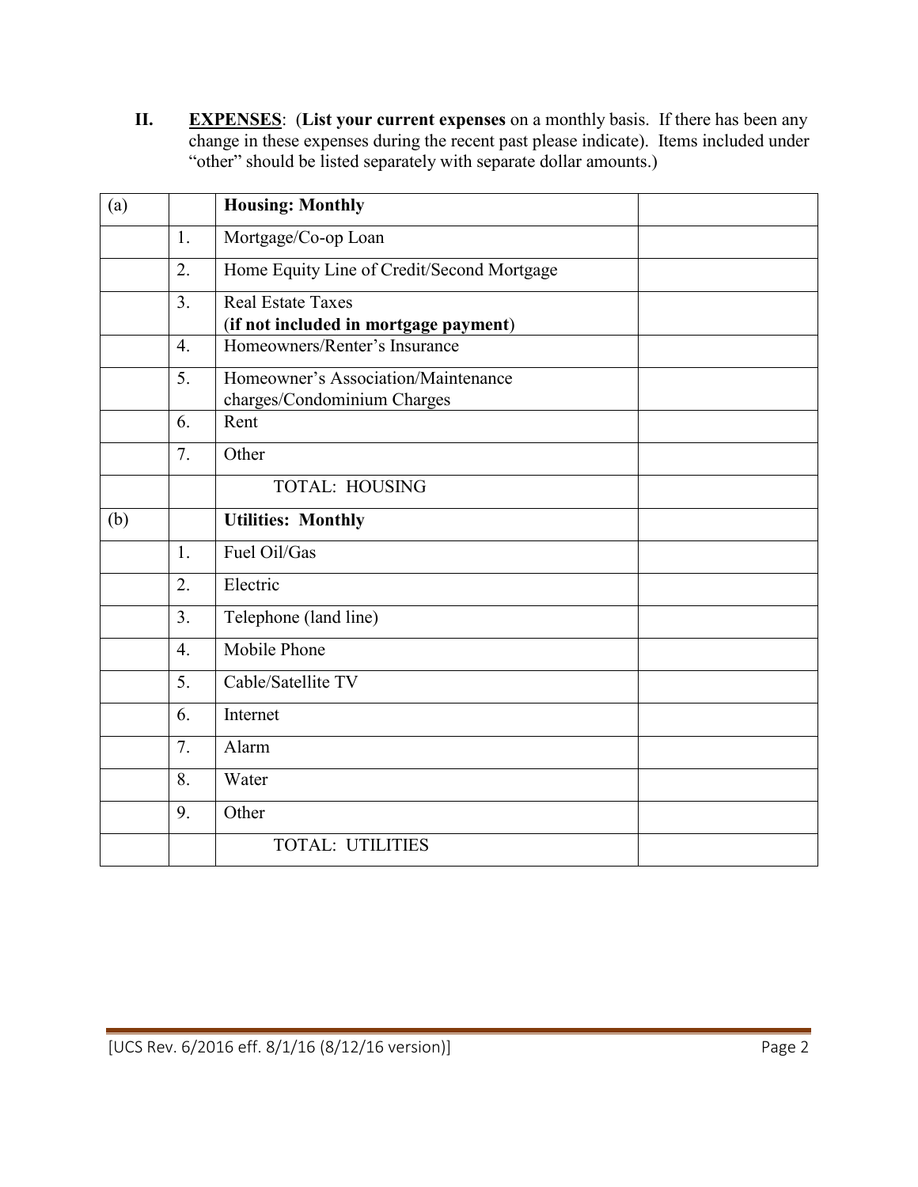**II.** **<u>EXPENSES</u>**: (**List your current expenses** on a monthly basis. If there has been any change in these expenses during the recent past please indicate). Items included under "other" should be listed separately with separate dollar amounts.)

| | | | |
|---|---|---|---|
| (a) | | **Housing: Monthly** | |
| | 1. | Mortgage/Co-op Loan | |
| | 2. | Home Equity Line of Credit/Second Mortgage | |
| | 3. | Real Estate Taxes (**if not included in mortgage payment**) | |
| | 4. | Homeowners/Renter's Insurance | |
| | 5. | Homeowner's Association/Maintenance charges/Condominium Charges | |
| | 6. | Rent | |
| | 7. | Other | |
| | | TOTAL: HOUSING | |
| (b) | | **Utilities: Monthly** | |
| | 1. | Fuel Oil/Gas | |
| | 2. | Electric | |
| | 3. | Telephone (land line) | |
| | 4. | Mobile Phone | |
| | 5. | Cable/Satellite TV | |
| | 6. | Internet | |
| | 7. | Alarm | |
| | 8. | Water | |
| | 9. | Other | |
| | | TOTAL: UTILITIES | |

[UCS Rev. 6/2016 eff. 8/1/16 (8/12/16 version)]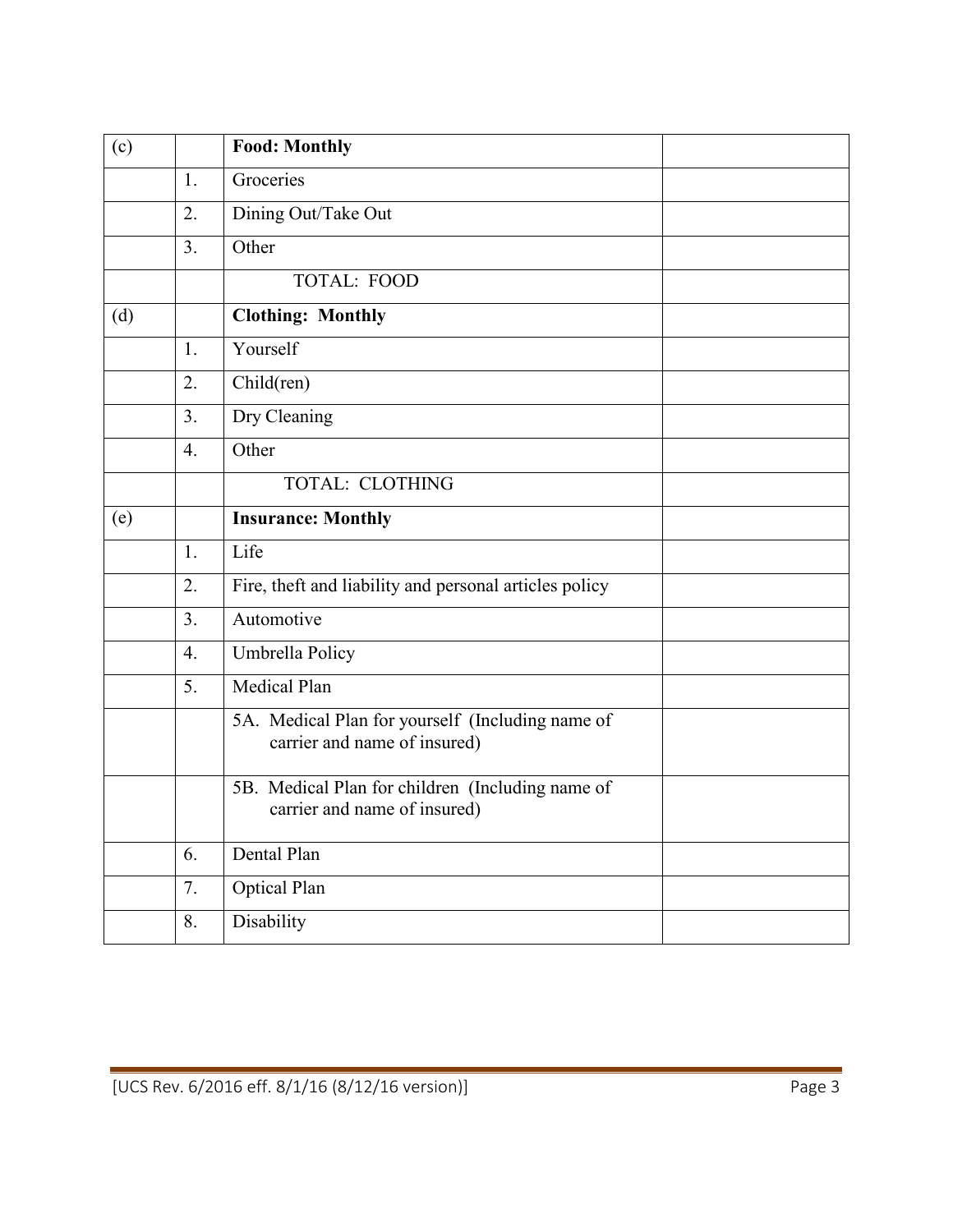| | | | |
|---|---|---|---|
| (c) | | **Food: Monthly** | |
| | 1. | Groceries | |
| | 2. | Dining Out/Take Out | |
| | 3. | Other | |
| | | TOTAL: FOOD | |
| (d) | | **Clothing: Monthly** | |
| | 1. | Yourself | |
| | 2. | Child(ren) | |
| | 3. | Dry Cleaning | |
| | 4. | Other | |
| | | TOTAL: CLOTHING | |
| (e) | | **Insurance: Monthly** | |
| | 1. | Life | |
| | 2. | Fire, theft and liability and personal articles policy | |
| | 3. | Automotive | |
| | 4. | Umbrella Policy | |
| | 5. | Medical Plan | |
| | | 5A. Medical Plan for yourself (Including name of carrier and name of insured) | |
| | | 5B. Medical Plan for children (Including name of carrier and name of insured) | |
| | 6. | Dental Plan | |
| | 7. | Optical Plan | |
| | 8. | Disability | |

[UCS Rev. 6/2016 eff. 8/1/16 (8/12/16 version)]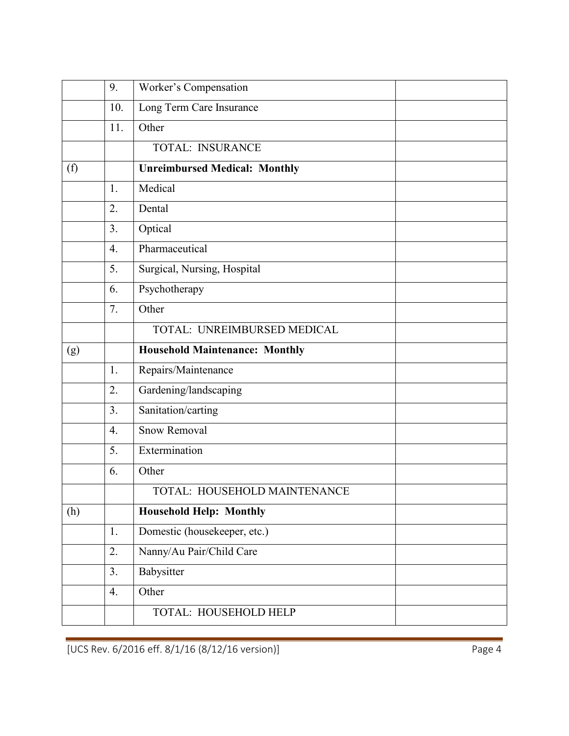| | | | |
|---|---|---|---|
| | 9. | Worker's Compensation | |
| | 10. | Long Term Care Insurance | |
| | 11. | Other | |
| | | TOTAL: INSURANCE | |
| (f) | | **Unreimbursed Medical: Monthly** | |
| | 1. | Medical | |
| | 2. | Dental | |
| | 3. | Optical | |
| | 4. | Pharmaceutical | |
| | 5. | Surgical, Nursing, Hospital | |
| | 6. | Psychotherapy | |
| | 7. | Other | |
| | | TOTAL: UNREIMBURSED MEDICAL | |
| (g) | | **Household Maintenance: Monthly** | |
| | 1. | Repairs/Maintenance | |
| | 2. | Gardening/landscaping | |
| | 3. | Sanitation/carting | |
| | 4. | Snow Removal | |
| | 5. | Extermination | |
| | 6. | Other | |
| | | TOTAL: HOUSEHOLD MAINTENANCE | |
| (h) | | **Household Help: Monthly** | |
| | 1. | Domestic (housekeeper, etc.) | |
| | 2. | Nanny/Au Pair/Child Care | |
| | 3. | Babysitter | |
| | 4. | Other | |
| | | TOTAL: HOUSEHOLD HELP | |

[UCS Rev. 6/2016 eff. 8/1/16 (8/12/16 version)]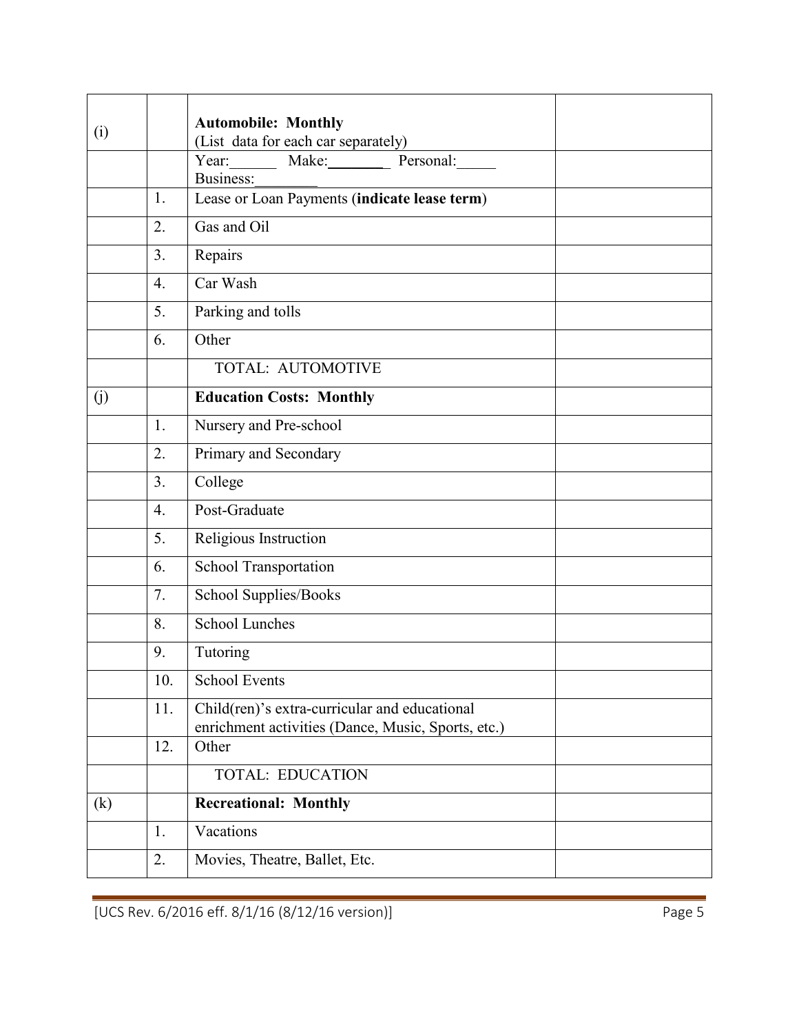| | | | |
|---|---|---|---|
| (i) | | **Automobile: Monthly**<br>(List data for each car separately) | |
| | | Year:______ Make:________ Personal:_____<br>Business:________ | |
| | 1. | Lease or Loan Payments (**indicate lease term**) | |
| | 2. | Gas and Oil | |
| | 3. | Repairs | |
| | 4. | Car Wash | |
| | 5. | Parking and tolls | |
| | 6. | Other | |
| | | TOTAL: AUTOMOTIVE | |
| (j) | | **Education Costs: Monthly** | |
| | 1. | Nursery and Pre-school | |
| | 2. | Primary and Secondary | |
| | 3. | College | |
| | 4. | Post-Graduate | |
| | 5. | Religious Instruction | |
| | 6. | School Transportation | |
| | 7. | School Supplies/Books | |
| | 8. | School Lunches | |
| | 9. | Tutoring | |
| | 10. | School Events | |
| | 11. | Child(ren)'s extra-curricular and educational enrichment activities (Dance, Music, Sports, etc.) | |
| | 12. | Other | |
| | | TOTAL: EDUCATION | |
| (k) | | **Recreational: Monthly** | |
| | 1. | Vacations | |
| | 2. | Movies, Theatre, Ballet, Etc. | |

[UCS Rev. 6/2016 eff. 8/1/16 (8/12/16 version)]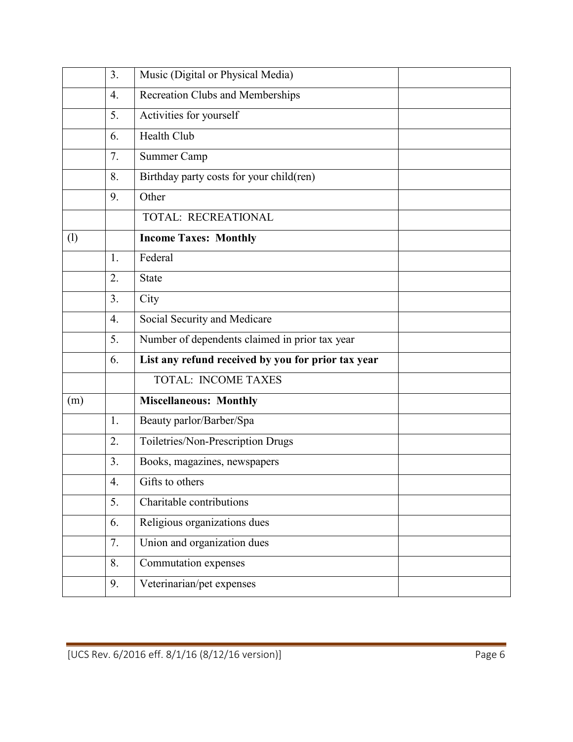| | | | |
|---|---|---|---|
| | 3. | Music (Digital or Physical Media) | |
| | 4. | Recreation Clubs and Memberships | |
| | 5. | Activities for yourself | |
| | 6. | Health Club | |
| | 7. | Summer Camp | |
| | 8. | Birthday party costs for your child(ren) | |
| | 9. | Other | |
| | | TOTAL: RECREATIONAL | |
| (l) | | **Income Taxes: Monthly** | |
| | 1. | Federal | |
| | 2. | State | |
| | 3. | City | |
| | 4. | Social Security and Medicare | |
| | 5. | Number of dependents claimed in prior tax year | |
| | 6. | **List any refund received by you for prior tax year** | |
| | | TOTAL: INCOME TAXES | |
| (m) | | **Miscellaneous: Monthly** | |
| | 1. | Beauty parlor/Barber/Spa | |
| | 2. | Toiletries/Non-Prescription Drugs | |
| | 3. | Books, magazines, newspapers | |
| | 4. | Gifts to others | |
| | 5. | Charitable contributions | |
| | 6. | Religious organizations dues | |
| | 7. | Union and organization dues | |
| | 8. | Commutation expenses | |
| | 9. | Veterinarian/pet expenses | |

[UCS Rev. 6/2016 eff. 8/1/16 (8/12/16 version)]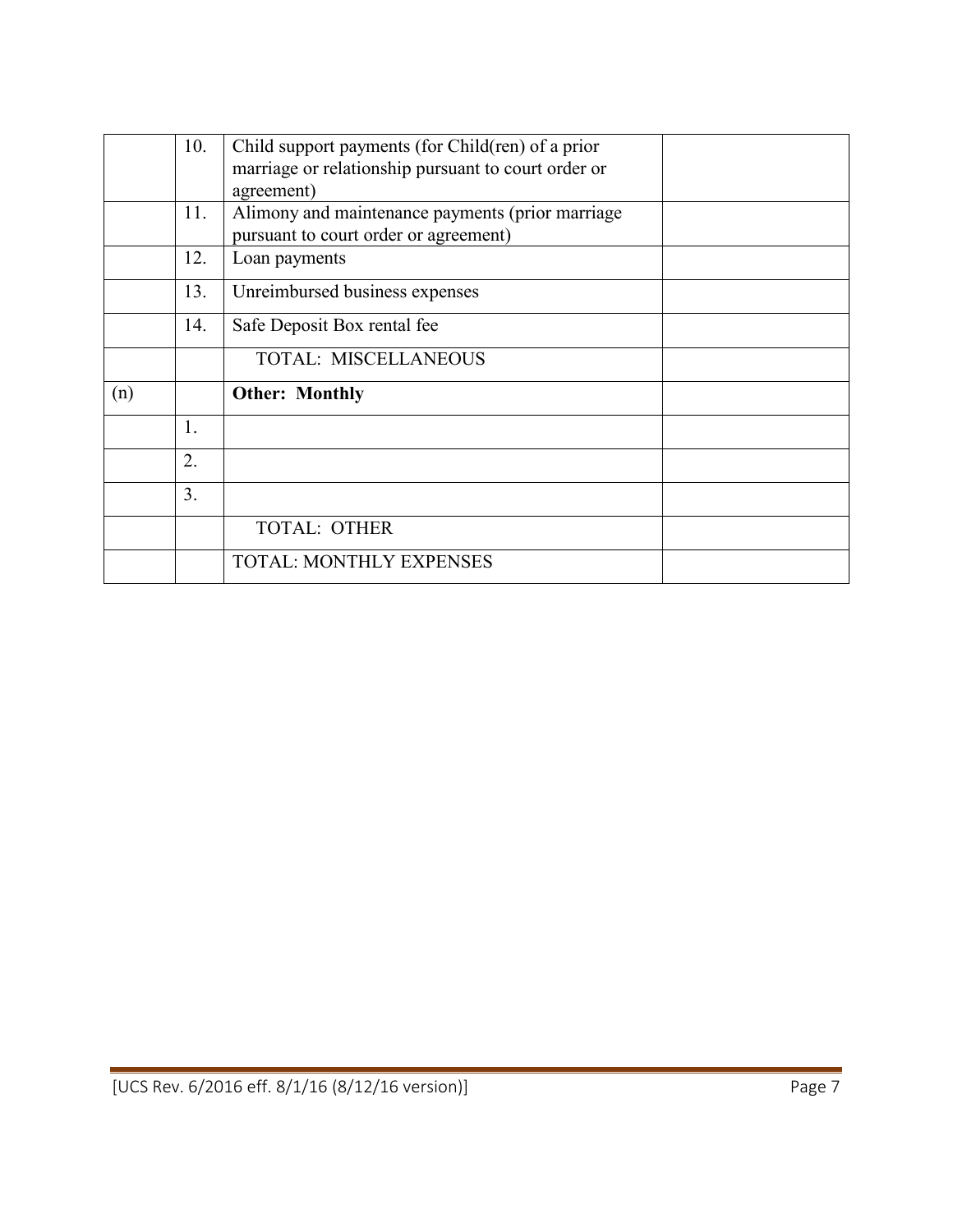| | | | |
|---|---|---|---|
| | 10. | Child support payments (for Child(ren) of a prior marriage or relationship pursuant to court order or agreement) | |
| | 11. | Alimony and maintenance payments (prior marriage pursuant to court order or agreement) | |
| | 12. | Loan payments | |
| | 13. | Unreimbursed business expenses | |
| | 14. | Safe Deposit Box rental fee | |
| | | TOTAL: MISCELLANEOUS | |
| (n) | | **Other: Monthly** | |
| | 1. | | |
| | 2. | | |
| | 3. | | |
| | | TOTAL: OTHER | |
| | | TOTAL: MONTHLY EXPENSES | |

[UCS Rev. 6/2016 eff. 8/1/16 (8/12/16 version)]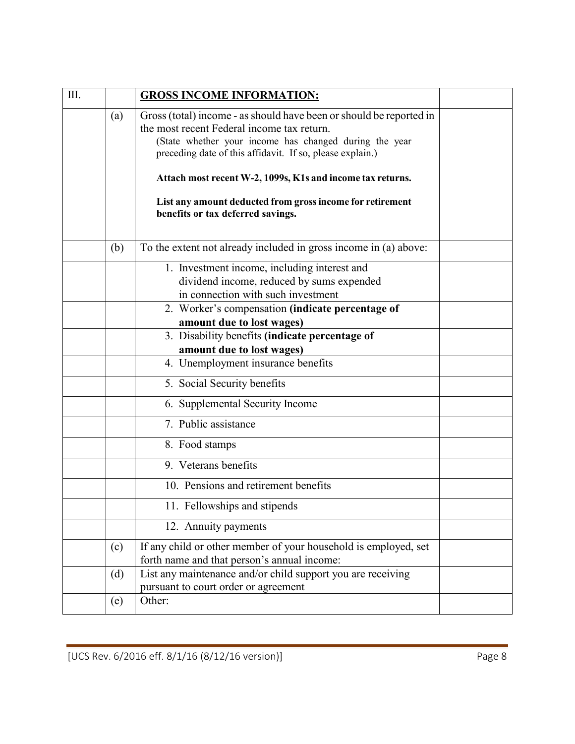| III. | | **GROSS INCOME INFORMATION:** | |
|---|---|---|---|
| | (a) | Gross (total) income - as should have been or should be reported in the most recent Federal income tax return.<br>(State whether your income has changed during the year preceding date of this affidavit. If so, please explain.)<br><br>**Attach most recent W-2, 1099s, K1s and income tax returns.**<br><br>**List any amount deducted from gross income for retirement benefits or tax deferred savings.** | |
| | (b) | To the extent not already included in gross income in (a) above: | |
| | | 1. Investment income, including interest and dividend income, reduced by sums expended in connection with such investment | |
| | | 2. Worker's compensation **(indicate percentage of amount due to lost wages)** | |
| | | 3. Disability benefits **(indicate percentage of amount due to lost wages)** | |
| | | 4. Unemployment insurance benefits | |
| | | 5. Social Security benefits | |
| | | 6. Supplemental Security Income | |
| | | 7. Public assistance | |
| | | 8. Food stamps | |
| | | 9. Veterans benefits | |
| | | 10. Pensions and retirement benefits | |
| | | 11. Fellowships and stipends | |
| | | 12. Annuity payments | |
| | (c) | If any child or other member of your household is employed, set forth name and that person's annual income: | |
| | (d) | List any maintenance and/or child support you are receiving pursuant to court order or agreement | |
| | (e) | Other: | |

[UCS Rev. 6/2016 eff. 8/1/16 (8/12/16 version)]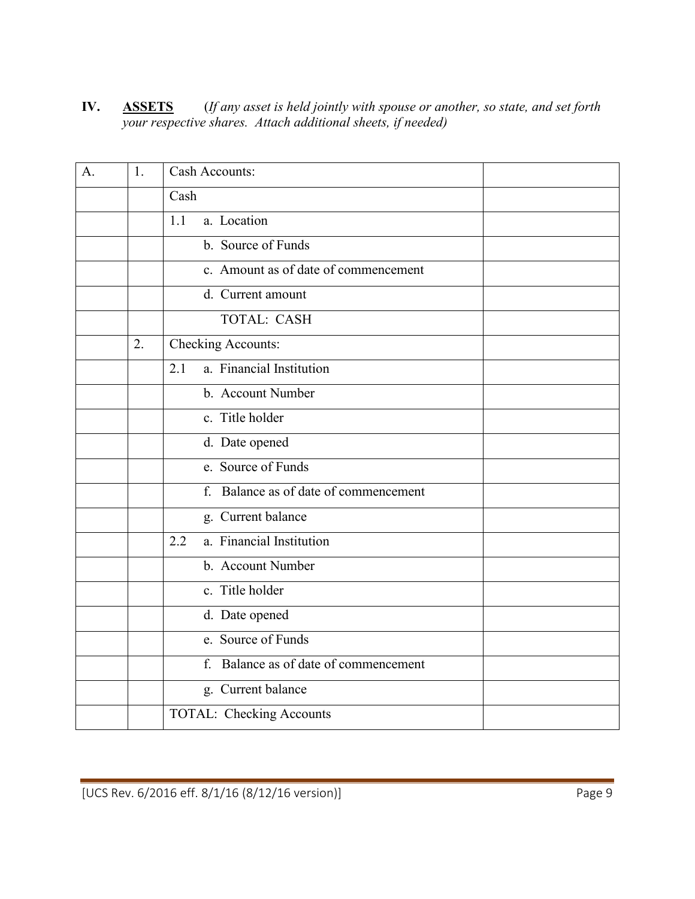**IV.** **<u>ASSETS</u>** (*If any asset is held jointly with spouse or another, so state, and set forth your respective shares. Attach additional sheets, if needed)*

| | | | |
|---|---|---|---|
| A. | 1. | Cash Accounts: | |
| | | Cash | |
| | | 1.1 a. Location | |
| | | b. Source of Funds | |
| | | c. Amount as of date of commencement | |
| | | d. Current amount | |
| | | TOTAL: CASH | |
| | 2. | Checking Accounts: | |
| | | 2.1 a. Financial Institution | |
| | | b. Account Number | |
| | | c. Title holder | |
| | | d. Date opened | |
| | | e. Source of Funds | |
| | | f. Balance as of date of commencement | |
| | | g. Current balance | |
| | | 2.2 a. Financial Institution | |
| | | b. Account Number | |
| | | c. Title holder | |
| | | d. Date opened | |
| | | e. Source of Funds | |
| | | f. Balance as of date of commencement | |
| | | g. Current balance | |
| | | TOTAL: Checking Accounts | |

[UCS Rev. 6/2016 eff. 8/1/16 (8/12/16 version)]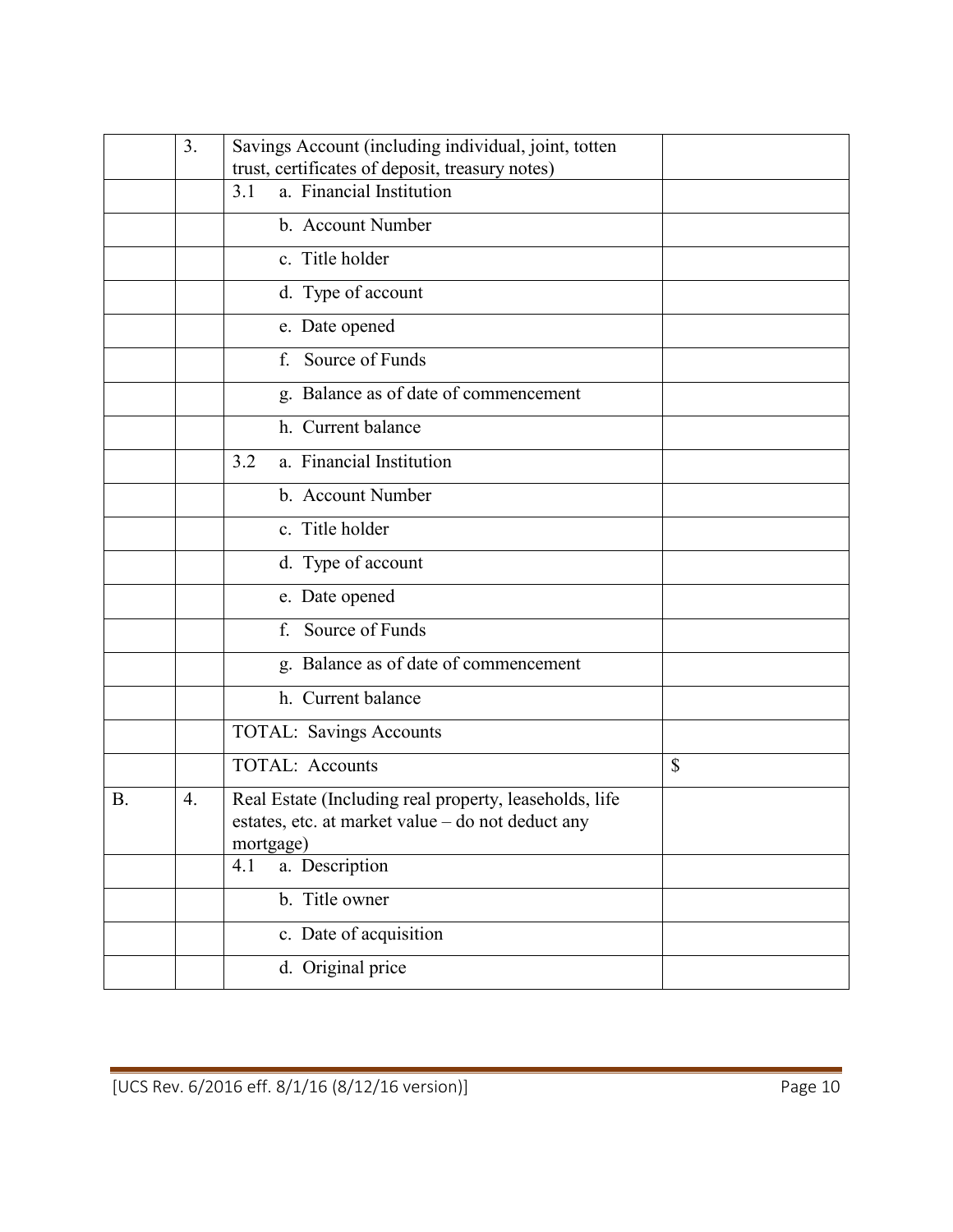| | | | |
|---|---|---|---|
| | 3. | Savings Account (including individual, joint, totten trust, certificates of deposit, treasury notes) | |
| | | 3.1 a. Financial Institution | |
| | | b. Account Number | |
| | | c. Title holder | |
| | | d. Type of account | |
| | | e. Date opened | |
| | | f. Source of Funds | |
| | | g. Balance as of date of commencement | |
| | | h. Current balance | |
| | | 3.2 a. Financial Institution | |
| | | b. Account Number | |
| | | c. Title holder | |
| | | d. Type of account | |
| | | e. Date opened | |
| | | f. Source of Funds | |
| | | g. Balance as of date of commencement | |
| | | h. Current balance | |
| | | TOTAL: Savings Accounts | |
| | | TOTAL: Accounts | $ |
| B. | 4. | Real Estate (Including real property, leaseholds, life estates, etc. at market value – do not deduct any mortgage) | |
| | | 4.1 a. Description | |
| | | b. Title owner | |
| | | c. Date of acquisition | |
| | | d. Original price | |

[UCS Rev. 6/2016 eff. 8/1/16 (8/12/16 version)]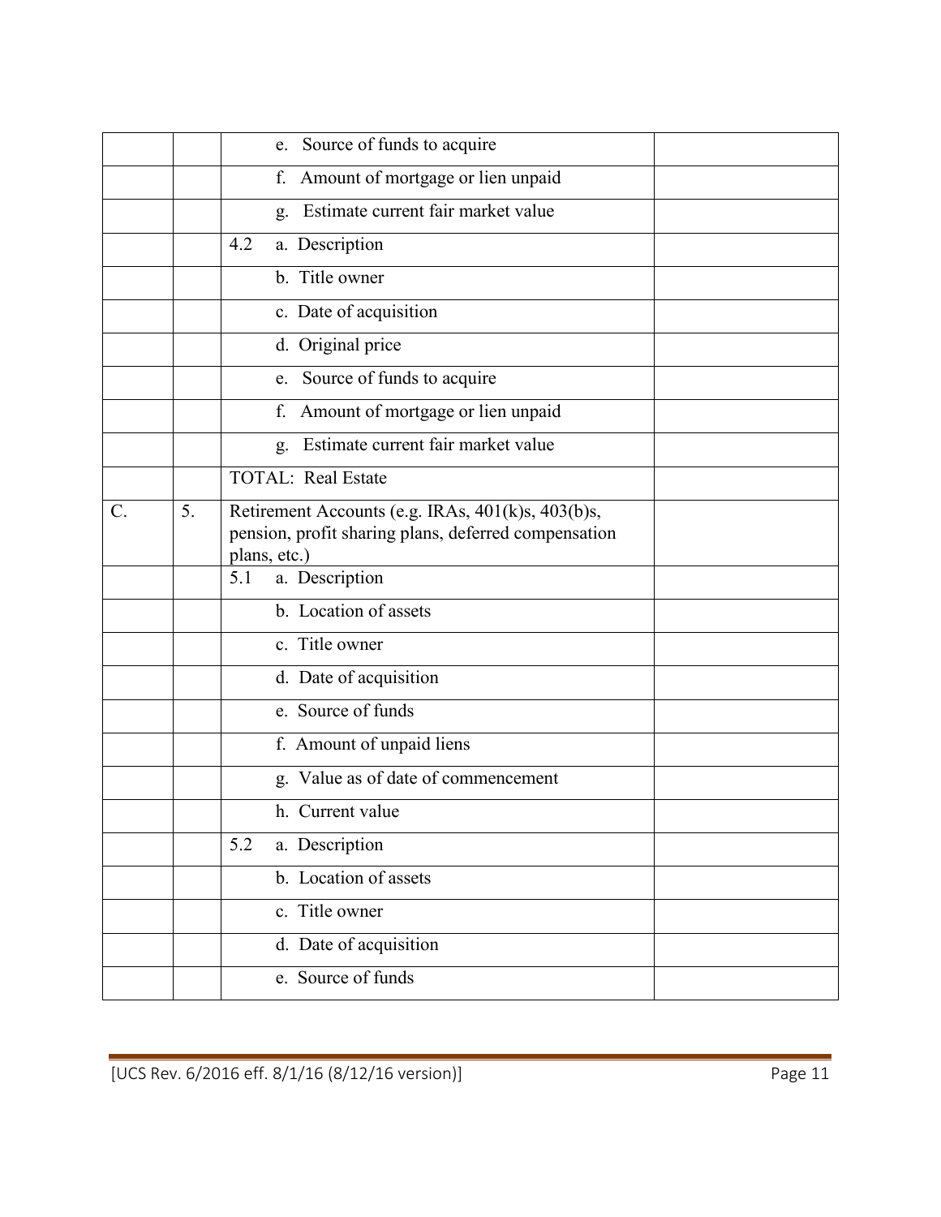| | | | |
|---|---|---|---|
| | | e. Source of funds to acquire | |
| | | f. Amount of mortgage or lien unpaid | |
| | | g. Estimate current fair market value | |
| | | 4.2 a. Description | |
| | | b. Title owner | |
| | | c. Date of acquisition | |
| | | d. Original price | |
| | | e. Source of funds to acquire | |
| | | f. Amount of mortgage or lien unpaid | |
| | | g. Estimate current fair market value | |
| | | TOTAL: Real Estate | |
| C. | 5. | Retirement Accounts (e.g. IRAs, 401(k)s, 403(b)s, pension, profit sharing plans, deferred compensation plans, etc.) | |
| | | 5.1 a. Description | |
| | | b. Location of assets | |
| | | c. Title owner | |
| | | d. Date of acquisition | |
| | | e. Source of funds | |
| | | f. Amount of unpaid liens | |
| | | g. Value as of date of commencement | |
| | | h. Current value | |
| | | 5.2 a. Description | |
| | | b. Location of assets | |
| | | c. Title owner | |
| | | d. Date of acquisition | |
| | | e. Source of funds | |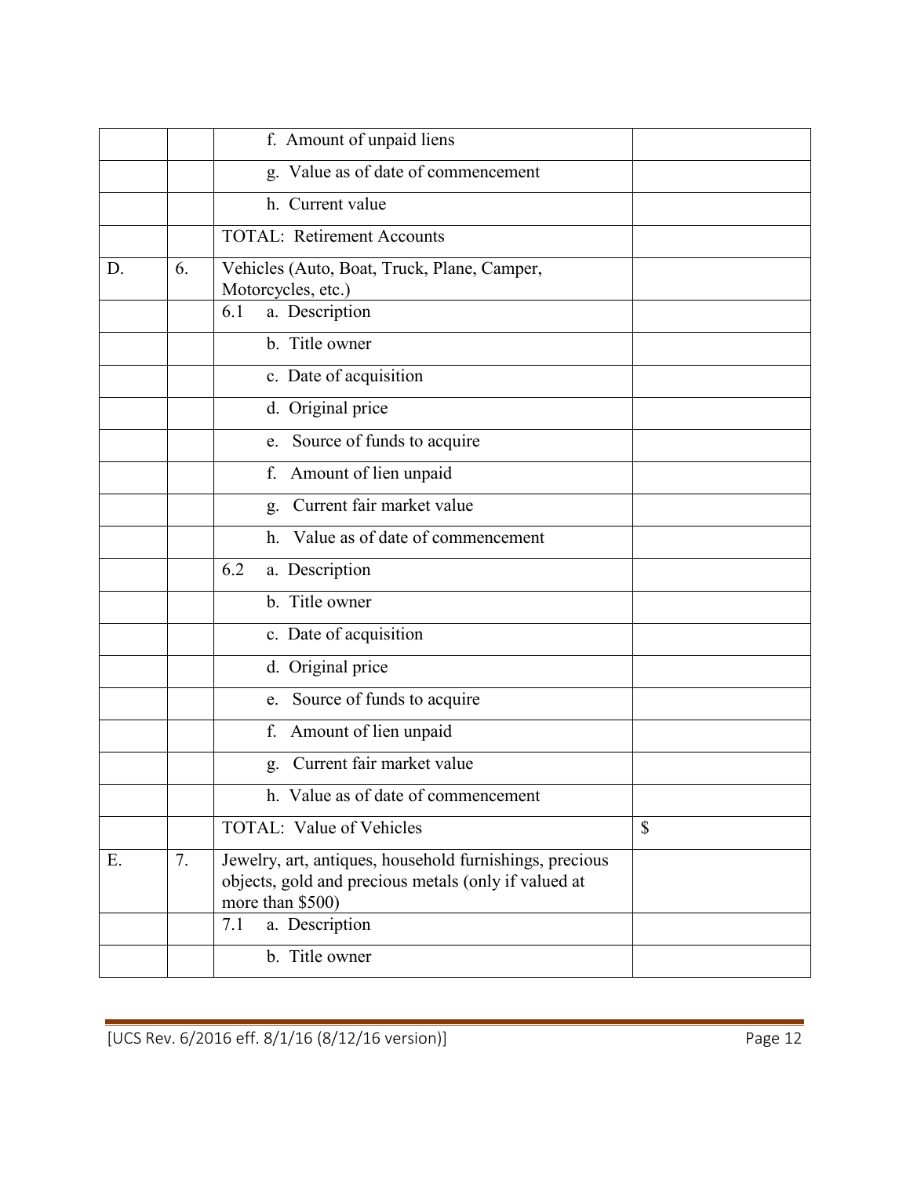| | | | |
|---|---|---|---|
| | | f. Amount of unpaid liens | |
| | | g. Value as of date of commencement | |
| | | h. Current value | |
| | | TOTAL: Retirement Accounts | |
| D. | 6. | Vehicles (Auto, Boat, Truck, Plane, Camper, Motorcycles, etc.) | |
| | | 6.1 a. Description | |
| | | b. Title owner | |
| | | c. Date of acquisition | |
| | | d. Original price | |
| | | e. Source of funds to acquire | |
| | | f. Amount of lien unpaid | |
| | | g. Current fair market value | |
| | | h. Value as of date of commencement | |
| | | 6.2 a. Description | |
| | | b. Title owner | |
| | | c. Date of acquisition | |
| | | d. Original price | |
| | | e. Source of funds to acquire | |
| | | f. Amount of lien unpaid | |
| | | g. Current fair market value | |
| | | h. Value as of date of commencement | |
| | | TOTAL: Value of Vehicles | $ |
| E. | 7. | Jewelry, art, antiques, household furnishings, precious objects, gold and precious metals (only if valued at more than $500) | |
| | | 7.1 a. Description | |
| | | b. Title owner | |

[UCS Rev. 6/2016 eff. 8/1/16 (8/12/16 version)]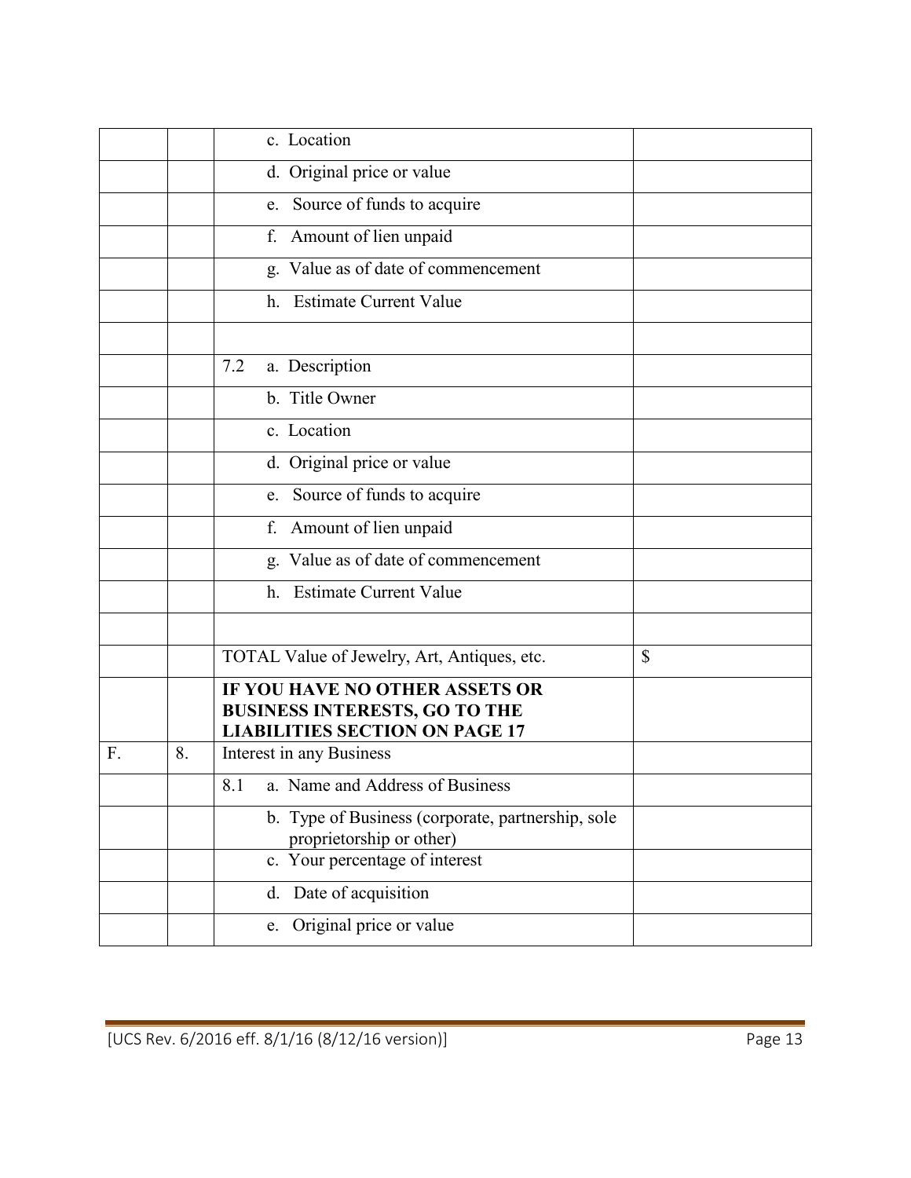| | | | |
|---|---|---|---|
| | | c. Location | |
| | | d. Original price or value | |
| | | e. Source of funds to acquire | |
| | | f. Amount of lien unpaid | |
| | | g. Value as of date of commencement | |
| | | h. Estimate Current Value | |
| | | | |
| | | 7.2 a. Description | |
| | | b. Title Owner | |
| | | c. Location | |
| | | d. Original price or value | |
| | | e. Source of funds to acquire | |
| | | f. Amount of lien unpaid | |
| | | g. Value as of date of commencement | |
| | | h. Estimate Current Value | |
| | | | |
| | | TOTAL Value of Jewelry, Art, Antiques, etc. | $ |
| | | **IF YOU HAVE NO OTHER ASSETS OR BUSINESS INTERESTS, GO TO THE LIABILITIES SECTION ON PAGE 17** | |
| F. | 8. | Interest in any Business | |
| | | 8.1 a. Name and Address of Business | |
| | | b. Type of Business (corporate, partnership, sole proprietorship or other) | |
| | | c. Your percentage of interest | |
| | | d. Date of acquisition | |
| | | e. Original price or value | |

[UCS Rev. 6/2016 eff. 8/1/16 (8/12/16 version)]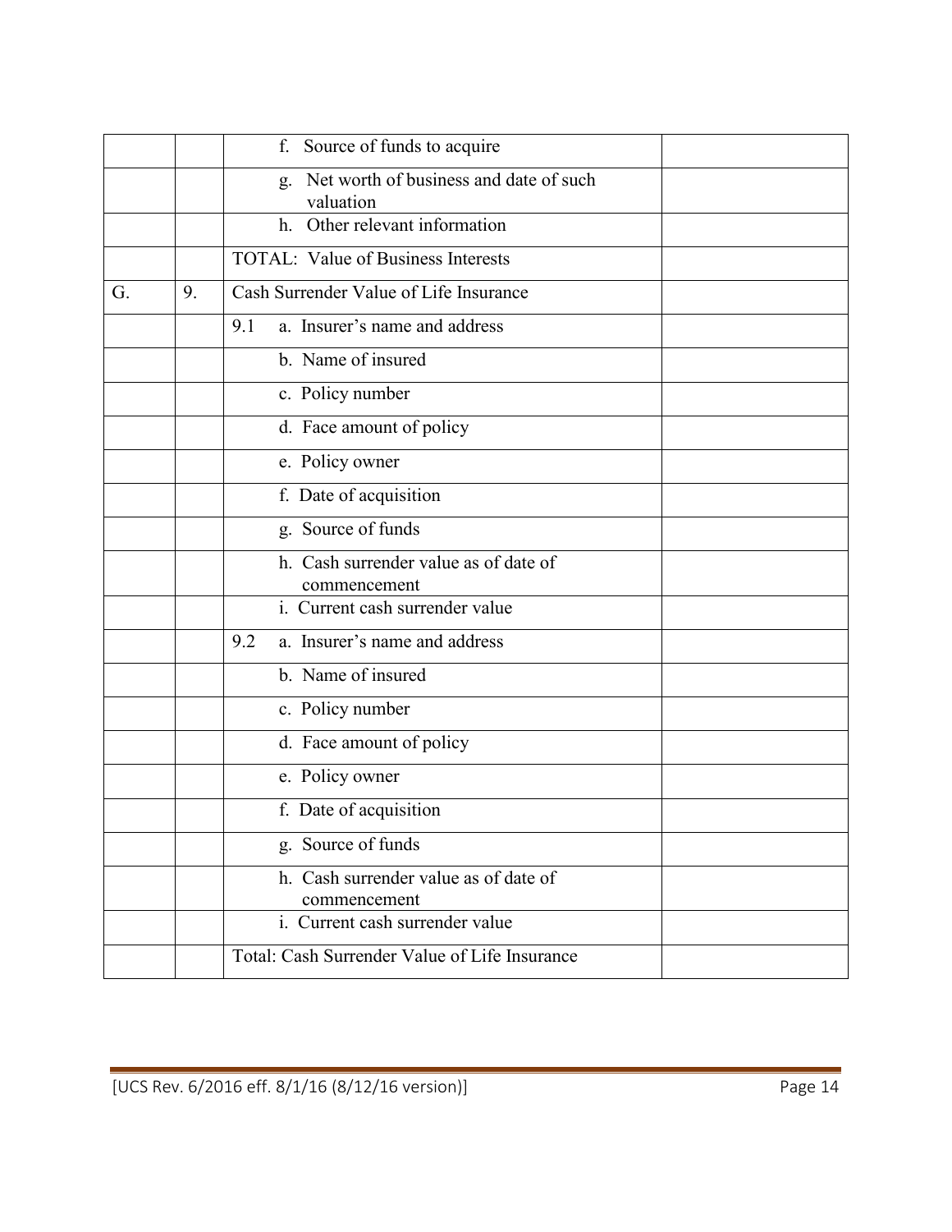| | | | |
|---|---|---|---|
| | | f. Source of funds to acquire | |
| | | g. Net worth of business and date of such valuation | |
| | | h. Other relevant information | |
| | | TOTAL: Value of Business Interests | |
| G. | 9. | Cash Surrender Value of Life Insurance | |
| | | 9.1 a. Insurer's name and address | |
| | | b. Name of insured | |
| | | c. Policy number | |
| | | d. Face amount of policy | |
| | | e. Policy owner | |
| | | f. Date of acquisition | |
| | | g. Source of funds | |
| | | h. Cash surrender value as of date of commencement | |
| | | i. Current cash surrender value | |
| | | 9.2 a. Insurer's name and address | |
| | | b. Name of insured | |
| | | c. Policy number | |
| | | d. Face amount of policy | |
| | | e. Policy owner | |
| | | f. Date of acquisition | |
| | | g. Source of funds | |
| | | h. Cash surrender value as of date of commencement | |
| | | i. Current cash surrender value | |
| | | Total: Cash Surrender Value of Life Insurance | |

[UCS Rev. 6/2016 eff. 8/1/16 (8/12/16 version)]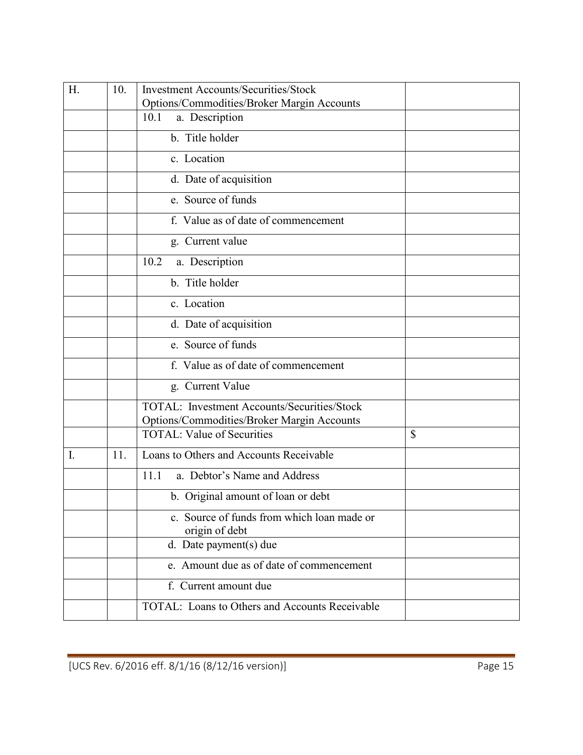| | | | |
|---|---|---|---|
| H. | 10. | Investment Accounts/Securities/Stock Options/Commodities/Broker Margin Accounts | |
| | | 10.1 a. Description | |
| | | b. Title holder | |
| | | c. Location | |
| | | d. Date of acquisition | |
| | | e. Source of funds | |
| | | f. Value as of date of commencement | |
| | | g. Current value | |
| | | 10.2 a. Description | |
| | | b. Title holder | |
| | | c. Location | |
| | | d. Date of acquisition | |
| | | e. Source of funds | |
| | | f. Value as of date of commencement | |
| | | g. Current Value | |
| | | TOTAL: Investment Accounts/Securities/Stock Options/Commodities/Broker Margin Accounts | |
| | | TOTAL: Value of Securities | $ |
| I. | 11. | Loans to Others and Accounts Receivable | |
| | | 11.1 a. Debtor's Name and Address | |
| | | b. Original amount of loan or debt | |
| | | c. Source of funds from which loan made or origin of debt | |
| | | d. Date payment(s) due | |
| | | e. Amount due as of date of commencement | |
| | | f. Current amount due | |
| | | TOTAL: Loans to Others and Accounts Receivable | |

[UCS Rev. 6/2016 eff. 8/1/16 (8/12/16 version)]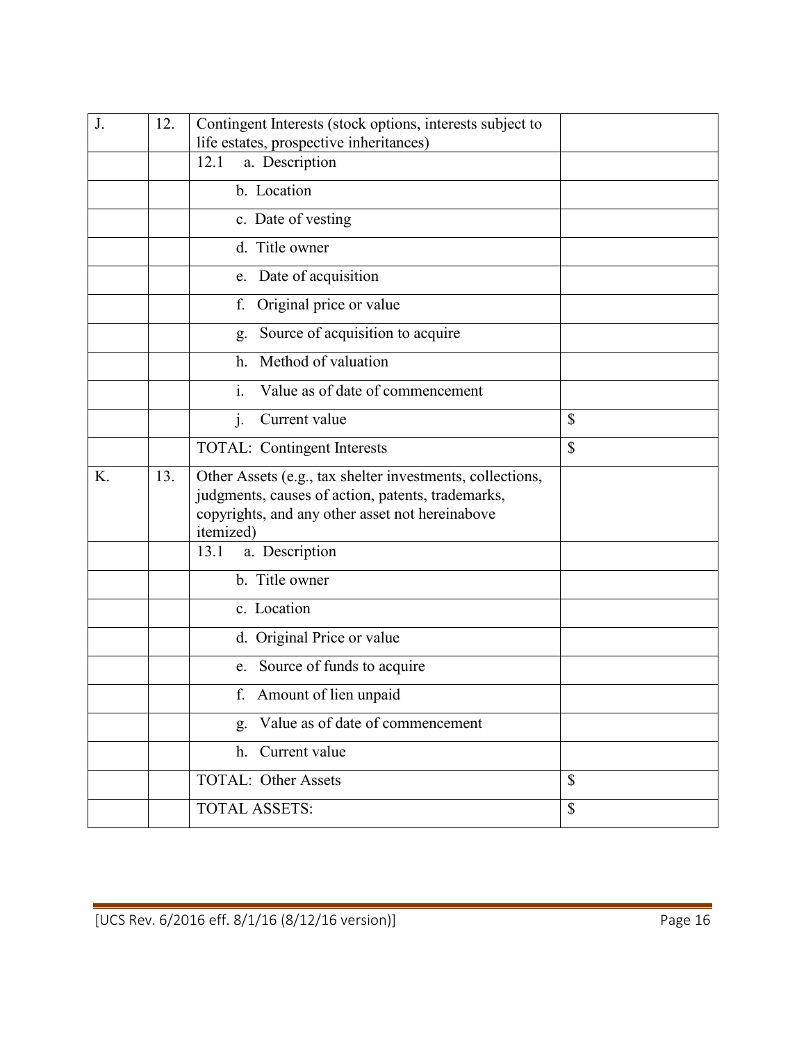| | | | |
|---|---|---|---|
| J. | 12. | Contingent Interests (stock options, interests subject to life estates, prospective inheritances) | |
| | | 12.1 a. Description | |
| | | b. Location | |
| | | c. Date of vesting | |
| | | d. Title owner | |
| | | e. Date of acquisition | |
| | | f. Original price or value | |
| | | g. Source of acquisition to acquire | |
| | | h. Method of valuation | |
| | | i. Value as of date of commencement | |
| | | j. Current value | $ |
| | | TOTAL: Contingent Interests | $ |
| K. | 13. | Other Assets (e.g., tax shelter investments, collections, judgments, causes of action, patents, trademarks, copyrights, and any other asset not hereinabove itemized) | |
| | | 13.1 a. Description | |
| | | b. Title owner | |
| | | c. Location | |
| | | d. Original Price or value | |
| | | e. Source of funds to acquire | |
| | | f. Amount of lien unpaid | |
| | | g. Value as of date of commencement | |
| | | h. Current value | |
| | | TOTAL: Other Assets | $ |
| | | TOTAL ASSETS: | $ |

[UCS Rev. 6/2016 eff. 8/1/16 (8/12/16 version)]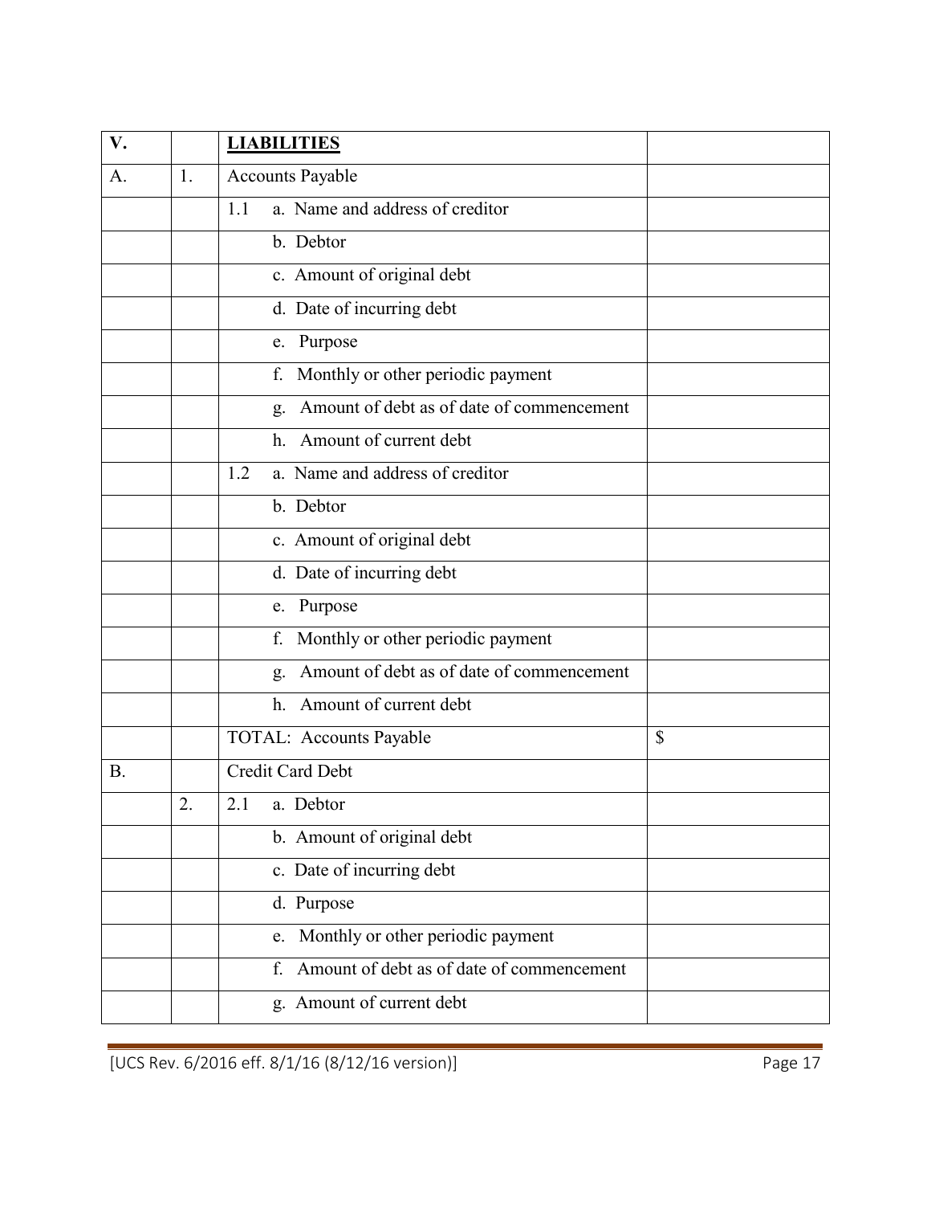| V. | | **LIABILITIES** | |
|---|---|---|---|
| A. | 1. | Accounts Payable | |
| | | 1.1 a. Name and address of creditor | |
| | | b. Debtor | |
| | | c. Amount of original debt | |
| | | d. Date of incurring debt | |
| | | e. Purpose | |
| | | f. Monthly or other periodic payment | |
| | | g. Amount of debt as of date of commencement | |
| | | h. Amount of current debt | |
| | | 1.2 a. Name and address of creditor | |
| | | b. Debtor | |
| | | c. Amount of original debt | |
| | | d. Date of incurring debt | |
| | | e. Purpose | |
| | | f. Monthly or other periodic payment | |
| | | g. Amount of debt as of date of commencement | |
| | | h. Amount of current debt | |
| | | TOTAL: Accounts Payable | $ |
| B. | | Credit Card Debt | |
| | 2. | 2.1 a. Debtor | |
| | | b. Amount of original debt | |
| | | c. Date of incurring debt | |
| | | d. Purpose | |
| | | e. Monthly or other periodic payment | |
| | | f. Amount of debt as of date of commencement | |
| | | g. Amount of current debt | |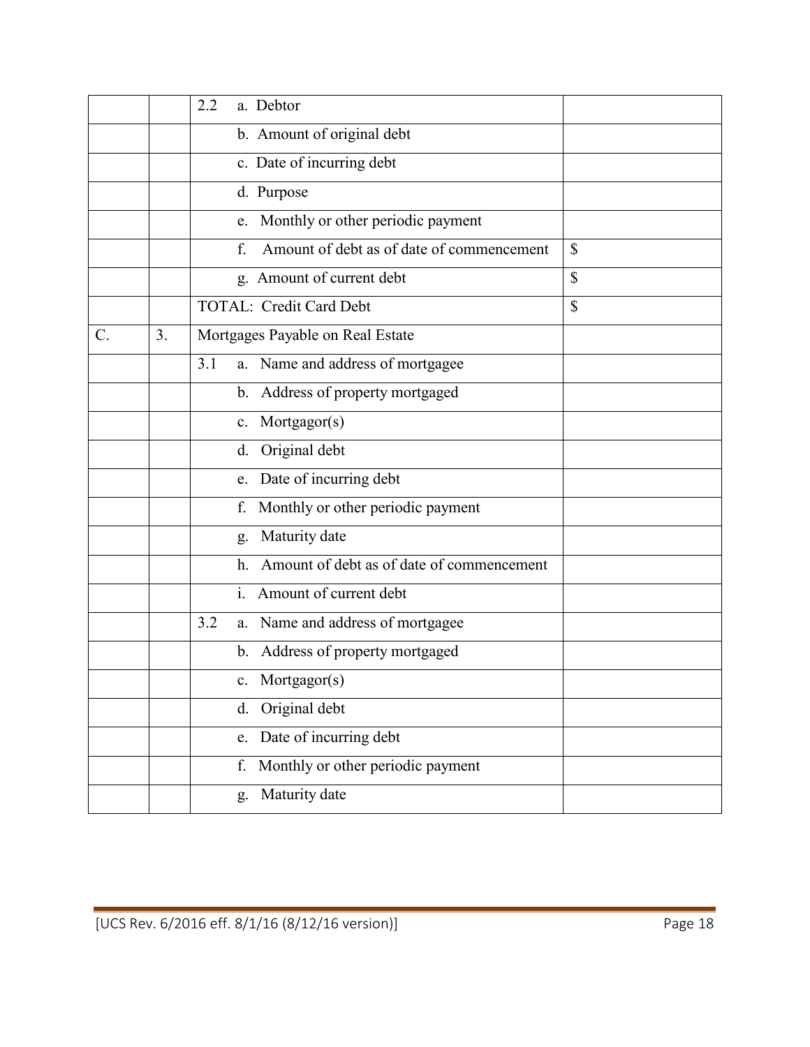| | | | |
|---|---|---|---|
| | | 2.2 a. Debtor | |
| | | b. Amount of original debt | |
| | | c. Date of incurring debt | |
| | | d. Purpose | |
| | | e. Monthly or other periodic payment | |
| | | f. Amount of debt as of date of commencement | $ |
| | | g. Amount of current debt | $ |
| | | TOTAL: Credit Card Debt | $ |
| C. | 3. | Mortgages Payable on Real Estate | |
| | | 3.1 a. Name and address of mortgagee | |
| | | b. Address of property mortgaged | |
| | | c. Mortgagor(s) | |
| | | d. Original debt | |
| | | e. Date of incurring debt | |
| | | f. Monthly or other periodic payment | |
| | | g. Maturity date | |
| | | h. Amount of debt as of date of commencement | |
| | | i. Amount of current debt | |
| | | 3.2 a. Name and address of mortgagee | |
| | | b. Address of property mortgaged | |
| | | c. Mortgagor(s) | |
| | | d. Original debt | |
| | | e. Date of incurring debt | |
| | | f. Monthly or other periodic payment | |
| | | g. Maturity date | |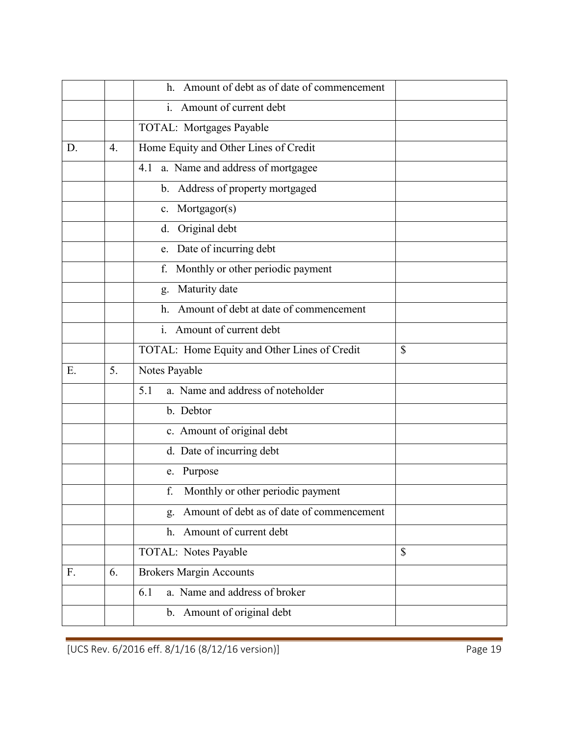| | | | |
|---|---|---|---|
| | | h. Amount of debt as of date of commencement | |
| | | i. Amount of current debt | |
| | | TOTAL: Mortgages Payable | |
| D. | 4. | Home Equity and Other Lines of Credit | |
| | | 4.1 a. Name and address of mortgagee | |
| | | b. Address of property mortgaged | |
| | | c. Mortgagor(s) | |
| | | d. Original debt | |
| | | e. Date of incurring debt | |
| | | f. Monthly or other periodic payment | |
| | | g. Maturity date | |
| | | h. Amount of debt at date of commencement | |
| | | i. Amount of current debt | |
| | | TOTAL: Home Equity and Other Lines of Credit | $ |
| E. | 5. | Notes Payable | |
| | | 5.1 a. Name and address of noteholder | |
| | | b. Debtor | |
| | | c. Amount of original debt | |
| | | d. Date of incurring debt | |
| | | e. Purpose | |
| | | f. Monthly or other periodic payment | |
| | | g. Amount of debt as of date of commencement | |
| | | h. Amount of current debt | |
| | | TOTAL: Notes Payable | $ |
| F. | 6. | Brokers Margin Accounts | |
| | | 6.1 a. Name and address of broker | |
| | | b. Amount of original debt | |

[UCS Rev. 6/2016 eff. 8/1/16 (8/12/16 version)]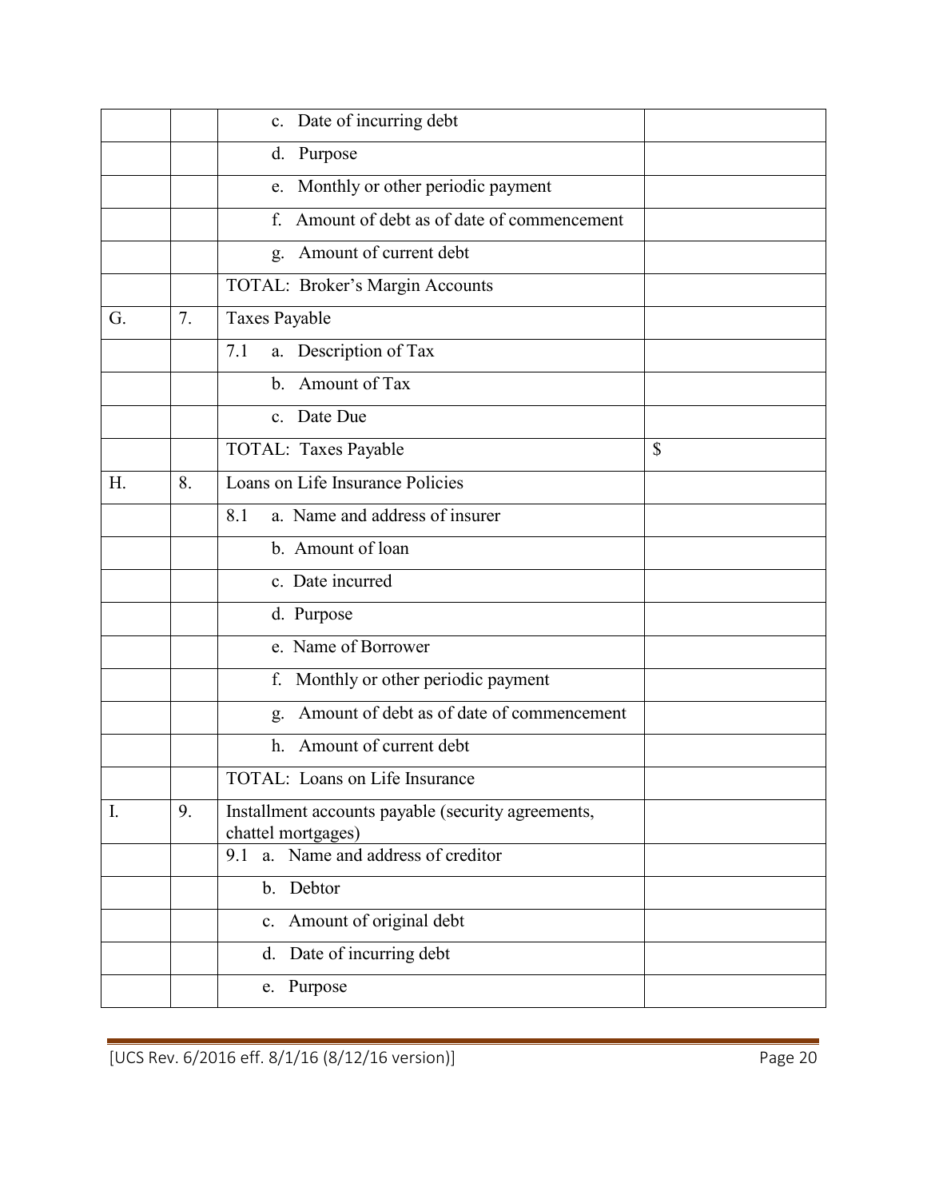| | | | |
|---|---|---|---|
| | | c. Date of incurring debt | |
| | | d. Purpose | |
| | | e. Monthly or other periodic payment | |
| | | f. Amount of debt as of date of commencement | |
| | | g. Amount of current debt | |
| | | TOTAL: Broker's Margin Accounts | |
| G. | 7. | Taxes Payable | |
| | | 7.1 a. Description of Tax | |
| | | b. Amount of Tax | |
| | | c. Date Due | |
| | | TOTAL: Taxes Payable | $ |
| H. | 8. | Loans on Life Insurance Policies | |
| | | 8.1 a. Name and address of insurer | |
| | | b. Amount of loan | |
| | | c. Date incurred | |
| | | d. Purpose | |
| | | e. Name of Borrower | |
| | | f. Monthly or other periodic payment | |
| | | g. Amount of debt as of date of commencement | |
| | | h. Amount of current debt | |
| | | TOTAL: Loans on Life Insurance | |
| I. | 9. | Installment accounts payable (security agreements, chattel mortgages) | |
| | | 9.1 a. Name and address of creditor | |
| | | b. Debtor | |
| | | c. Amount of original debt | |
| | | d. Date of incurring debt | |
| | | e. Purpose | |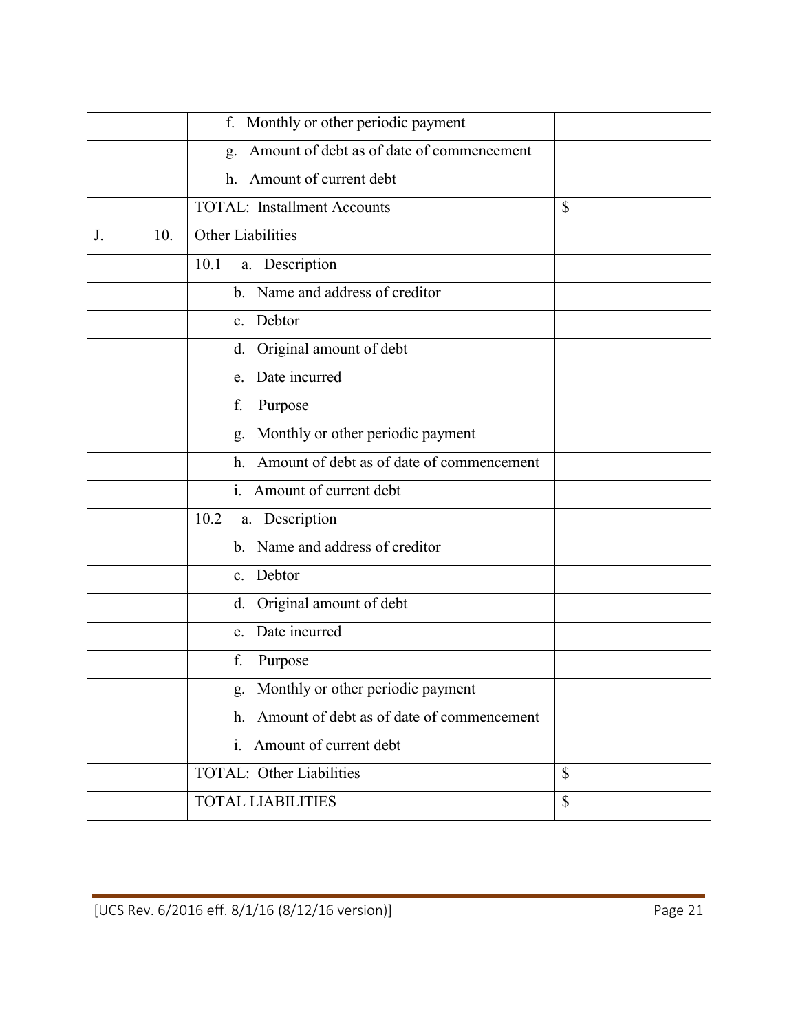| | | | |
|---|---|---|---|
| | | f. Monthly or other periodic payment | |
| | | g. Amount of debt as of date of commencement | |
| | | h. Amount of current debt | |
| | | TOTAL: Installment Accounts | $ |
| J. | 10. | Other Liabilities | |
| | | 10.1 a. Description | |
| | | b. Name and address of creditor | |
| | | c. Debtor | |
| | | d. Original amount of debt | |
| | | e. Date incurred | |
| | | f. Purpose | |
| | | g. Monthly or other periodic payment | |
| | | h. Amount of debt as of date of commencement | |
| | | i. Amount of current debt | |
| | | 10.2 a. Description | |
| | | b. Name and address of creditor | |
| | | c. Debtor | |
| | | d. Original amount of debt | |
| | | e. Date incurred | |
| | | f. Purpose | |
| | | g. Monthly or other periodic payment | |
| | | h. Amount of debt as of date of commencement | |
| | | i. Amount of current debt | |
| | | TOTAL: Other Liabilities | $ |
| | | TOTAL LIABILITIES | $ |

[UCS Rev. 6/2016 eff. 8/1/16 (8/12/16 version)]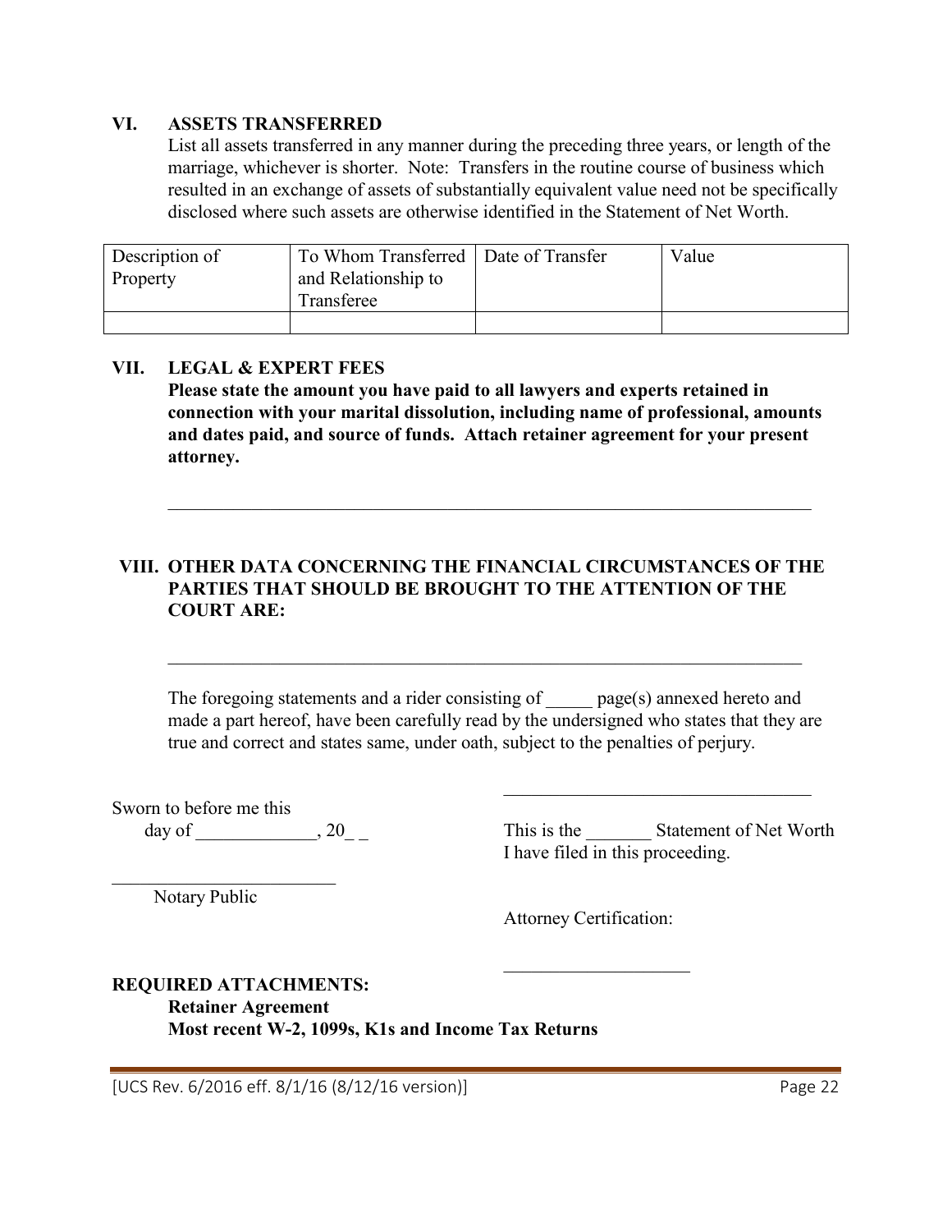## VI. ASSETS TRANSFERRED

List all assets transferred in any manner during the preceding three years, or length of the marriage, whichever is shorter. Note: Transfers in the routine course of business which resulted in an exchange of assets of substantially equivalent value need not be specifically disclosed where such assets are otherwise identified in the Statement of Net Worth.

| Description of Property | To Whom Transferred and Relationship to Transferee | Date of Transfer | Value |
|---|---|---|---|
| | | | |

## VII. LEGAL & EXPERT FEES

**Please state the amount you have paid to all lawyers and experts retained in connection with your marital dissolution, including name of professional, amounts and dates paid, and source of funds. Attach retainer agreement for your present attorney.**

______________________________________________________________________

## VIII. OTHER DATA CONCERNING THE FINANCIAL CIRCUMSTANCES OF THE PARTIES THAT SHOULD BE BROUGHT TO THE ATTENTION OF THE COURT ARE:

______________________________________________________________________

The foregoing statements and a rider consisting of _____ page(s) annexed hereto and made a part hereof, have been carefully read by the undersigned who states that they are true and correct and states same, under oath, subject to the penalties of perjury.

__________________________________

Sworn to before me this
day of _____________, 20_ _

This is the _______ Statement of Net Worth I have filed in this proceeding.

________________________
Notary Public

Attorney Certification:

____________________

**REQUIRED ATTACHMENTS:**

**Retainer Agreement**

**Most recent W-2, 1099s, K1s and Income Tax Returns**

[UCS Rev. 6/2016 eff. 8/1/16 (8/12/16 version)]